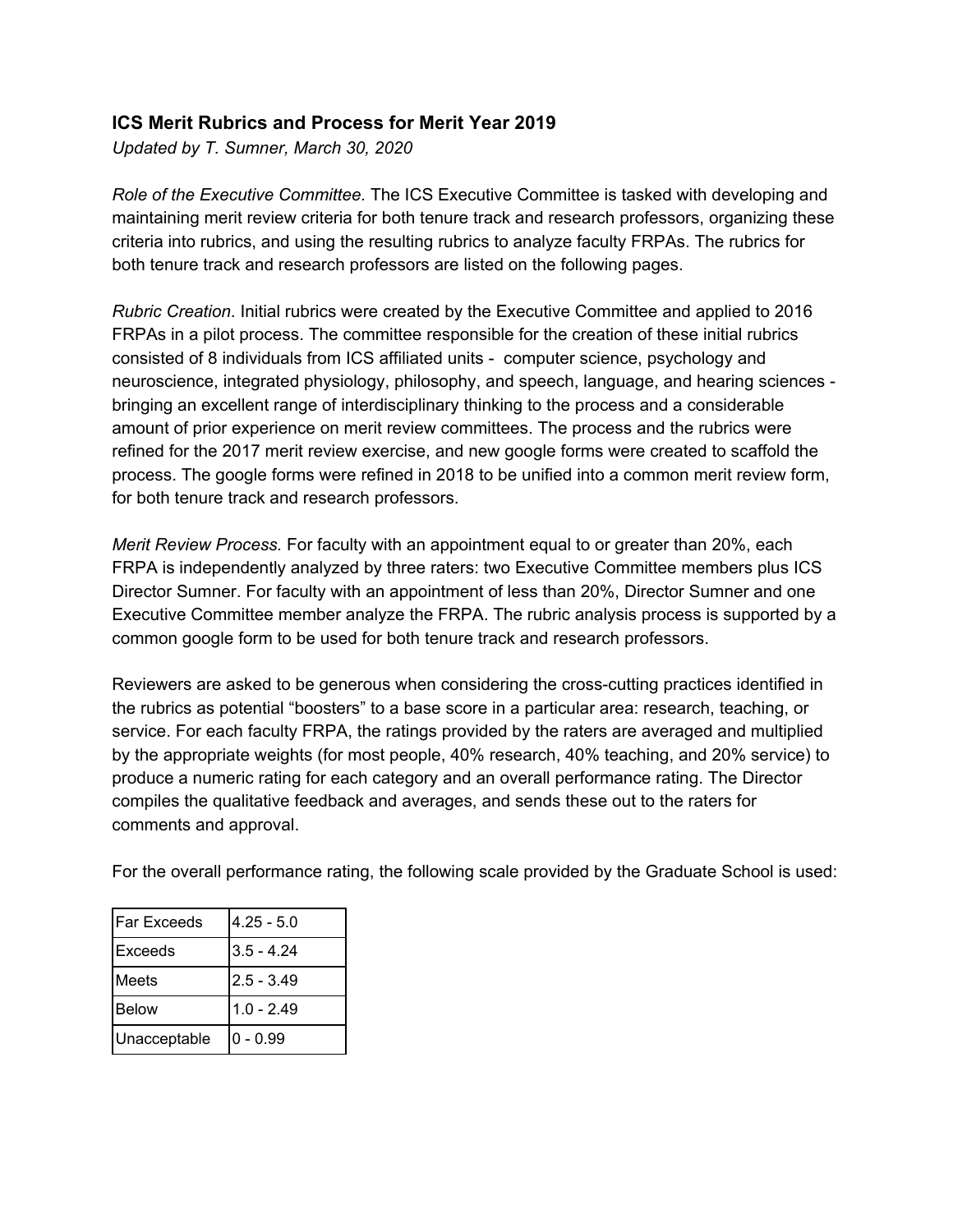### ICS Merit Rubrics and Process for Merit Year 2019

*Updated by T. Sumner, March 30, 2020*

*Role of the Executive Committee.* The ICS Executive Committee is tasked with developing and maintaining merit review criteria for both tenure track and research professors, organizing these criteria into rubrics, and using the resulting rubrics to analyze faculty FRPAs. The rubrics for both tenure track and research professors are listed on the following pages.

*Rubric Creation*. Initial rubrics were created by the Executive Committee and applied to 2016 FRPAs in a pilot process. The committee responsible for the creation of these initial rubrics consisted of 8 individuals from ICS affiliated units - computer science, psychology and neuroscience, integrated physiology, philosophy, and speech, language, and hearing sciences - bringing an excellent range of interdisciplinary thinking to the process and a considerable amount of prior experience on merit review committees. The process and the rubrics were refined for the 2017 merit review exercise, and new google forms were created to scaffold the process. The google forms were refined in 2018 to be unified into a common merit review form, for both tenure track and research professors.

*Merit Review Process.* For faculty with an appointment equal to or greater than 20%, each FRPA is independently analyzed by three raters: two Executive Committee members plus ICS Director Sumner. For faculty with an appointment of less than 20%, Director Sumner and one Executive Committee member analyze the FRPA. The rubric analysis process is supported by a common google form to be used for both tenure track and research professors.

Reviewers are asked to be generous when considering the cross-cutting practices identified in the rubrics as potential "boosters" to a base score in a particular area: research, teaching, or service. For each faculty FRPA, the ratings provided by the raters are averaged and multiplied by the appropriate weights (for most people, 40% research, 40% teaching, and 20% service) to produce a numeric rating for each category and an overall performance rating. The Director compiles the qualitative feedback and averages, and sends these out to the raters for comments and approval.

For the overall performance rating, the following scale provided by the Graduate School is used:

| Rating | Range |
|---|---|
| Far Exceeds | 4.25 - 5.0 |
| Exceeds | 3.5 - 4.24 |
| Meets | 2.5 - 3.49 |
| Below | 1.0 - 2.49 |
| Unacceptable | 0 - 0.99 |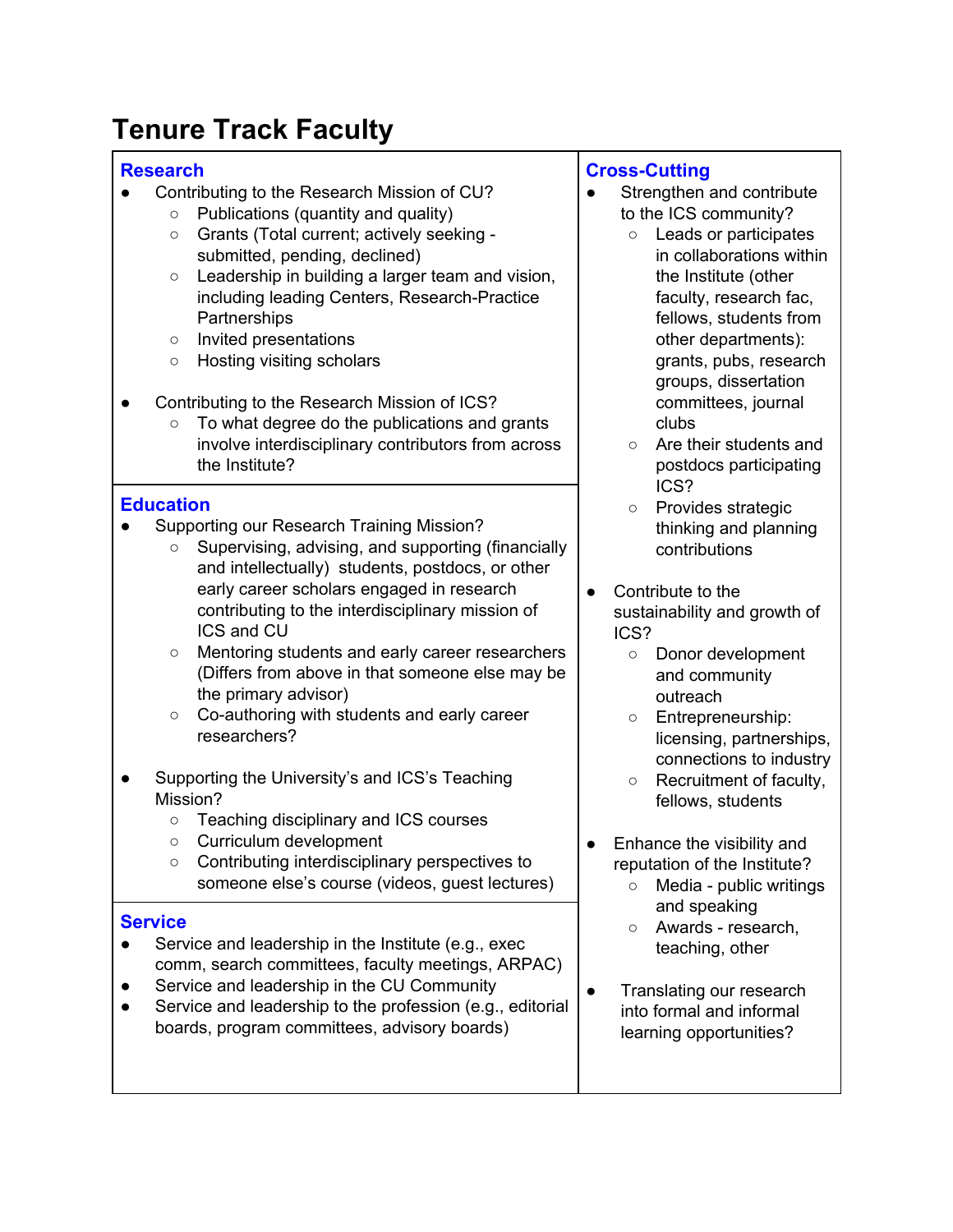# Tenure Track Faculty

## Research

- Contributing to the Research Mission of CU?
  - Publications (quantity and quality)
  - Grants (Total current; actively seeking - submitted, pending, declined)
  - Leadership in building a larger team and vision, including leading Centers, Research-Practice Partnerships
  - Invited presentations
  - Hosting visiting scholars
- Contributing to the Research Mission of ICS?
  - To what degree do the publications and grants involve interdisciplinary contributors from across the Institute?

## Education

- Supporting our Research Training Mission?
  - Supervising, advising, and supporting (financially and intellectually) students, postdocs, or other early career scholars engaged in research contributing to the interdisciplinary mission of ICS and CU
  - Mentoring students and early career researchers (Differs from above in that someone else may be the primary advisor)
  - Co-authoring with students and early career researchers?
- Supporting the University's and ICS's Teaching Mission?
  - Teaching disciplinary and ICS courses
  - Curriculum development
  - Contributing interdisciplinary perspectives to someone else's course (videos, guest lectures)

## Service

- Service and leadership in the Institute (e.g., exec comm, search committees, faculty meetings, ARPAC)
- Service and leadership in the CU Community
- Service and leadership to the profession (e.g., editorial boards, program committees, advisory boards)

## Cross-Cutting

- Strengthen and contribute to the ICS community?
  - Leads or participates in collaborations within the Institute (other faculty, research fac, fellows, students from other departments): grants, pubs, research groups, dissertation committees, journal clubs
  - Are their students and postdocs participating ICS?
  - Provides strategic thinking and planning contributions
- Contribute to the sustainability and growth of ICS?
  - Donor development and community outreach
  - Entrepreneurship: licensing, partnerships, connections to industry
  - Recruitment of faculty, fellows, students
- Enhance the visibility and reputation of the Institute?
  - Media - public writings and speaking
  - Awards - research, teaching, other
- Translating our research into formal and informal learning opportunities?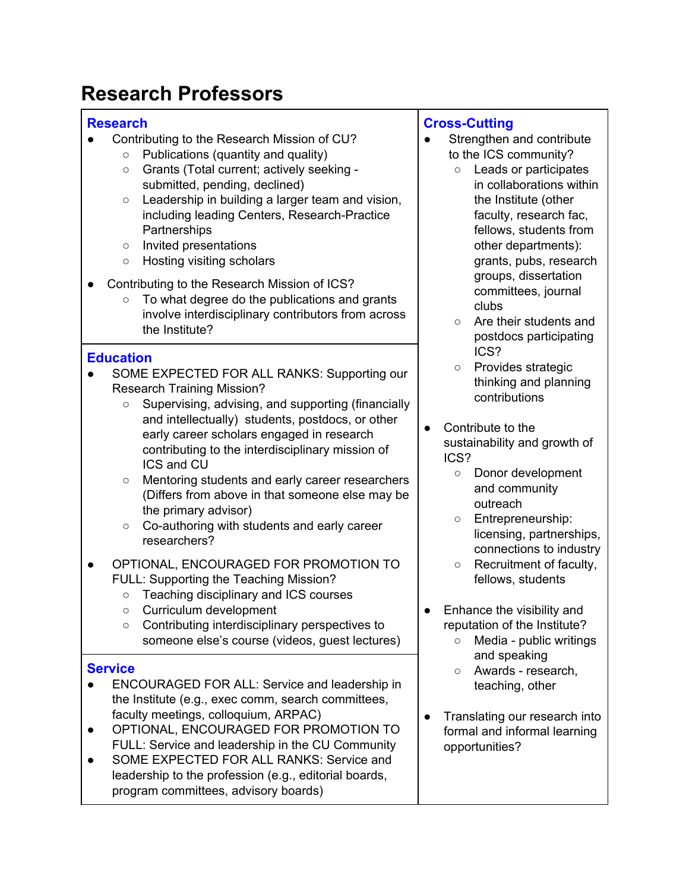# Research Professors

## Research

- Contributing to the Research Mission of CU?
  - Publications (quantity and quality)
  - Grants (Total current; actively seeking - submitted, pending, declined)
  - Leadership in building a larger team and vision, including leading Centers, Research-Practice Partnerships
  - Invited presentations
  - Hosting visiting scholars
- Contributing to the Research Mission of ICS?
  - To what degree do the publications and grants involve interdisciplinary contributors from across the Institute?

## Education

- SOME EXPECTED FOR ALL RANKS: Supporting our Research Training Mission?
  - Supervising, advising, and supporting (financially and intellectually) students, postdocs, or other early career scholars engaged in research contributing to the interdisciplinary mission of ICS and CU
  - Mentoring students and early career researchers (Differs from above in that someone else may be the primary advisor)
  - Co-authoring with students and early career researchers?
- OPTIONAL, ENCOURAGED FOR PROMOTION TO FULL: Supporting the Teaching Mission?
  - Teaching disciplinary and ICS courses
  - Curriculum development
  - Contributing interdisciplinary perspectives to someone else's course (videos, guest lectures)

## Service

- ENCOURAGED FOR ALL: Service and leadership in the Institute (e.g., exec comm, search committees, faculty meetings, colloquium, ARPAC)
- OPTIONAL, ENCOURAGED FOR PROMOTION TO FULL: Service and leadership in the CU Community
- SOME EXPECTED FOR ALL RANKS: Service and leadership to the profession (e.g., editorial boards, program committees, advisory boards)

## Cross-Cutting

- Strengthen and contribute to the ICS community?
  - Leads or participates in collaborations within the Institute (other faculty, research fac, fellows, students from other departments): grants, pubs, research groups, dissertation committees, journal clubs
  - Are their students and postdocs participating ICS?
  - Provides strategic thinking and planning contributions
- Contribute to the sustainability and growth of ICS?
  - Donor development and community outreach
  - Entrepreneurship: licensing, partnerships, connections to industry
  - Recruitment of faculty, fellows, students
- Enhance the visibility and reputation of the Institute?
  - Media - public writings and speaking
  - Awards - research, teaching, other
- Translating our research into formal and informal learning opportunities?